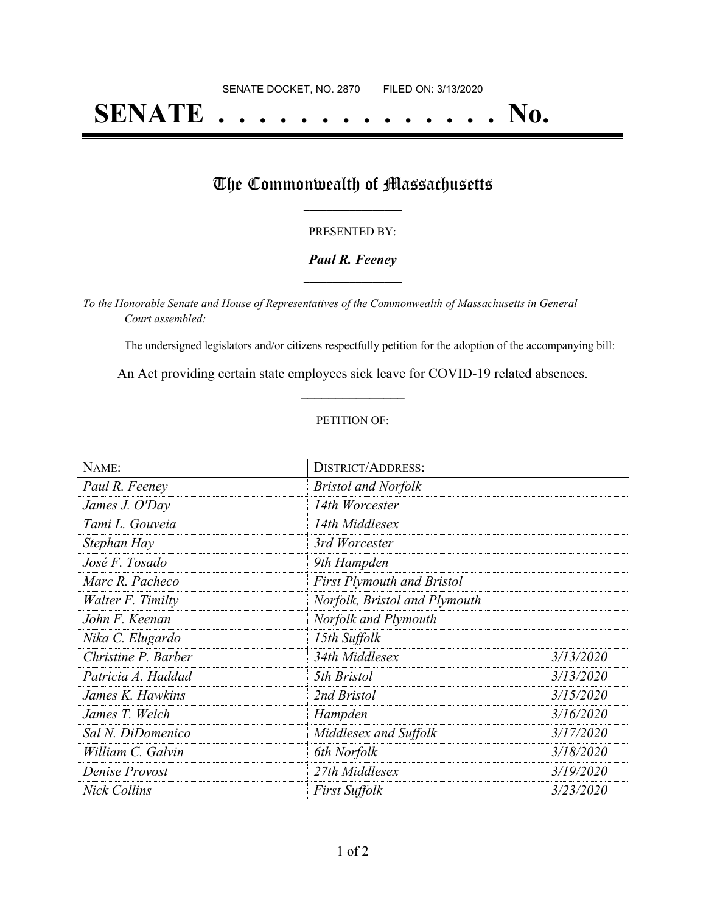SENATE DOCKET, NO. 2870        FILED ON: 3/13/2020

# SENATE . . . . . . . . . . . . . . . No.

## The Commonwealth of Massachusetts

PRESENTED BY:

***Paul R. Feeney***

*To the Honorable Senate and House of Representatives of the Commonwealth of Massachusetts in General Court assembled:*

The undersigned legislators and/or citizens respectfully petition for the adoption of the accompanying bill:

An Act providing certain state employees sick leave for COVID-19 related absences.

PETITION OF:

| NAME: | DISTRICT/ADDRESS: | |
|---|---|---|
| *Paul R. Feeney* | *Bristol and Norfolk* | |
| *James J. O'Day* | *14th Worcester* | |
| *Tami L. Gouveia* | *14th Middlesex* | |
| *Stephan Hay* | *3rd Worcester* | |
| *José F. Tosado* | *9th Hampden* | |
| *Marc R. Pacheco* | *First Plymouth and Bristol* | |
| *Walter F. Timilty* | *Norfolk, Bristol and Plymouth* | |
| *John F. Keenan* | *Norfolk and Plymouth* | |
| *Nika C. Elugardo* | *15th Suffolk* | |
| *Christine P. Barber* | *34th Middlesex* | *3/13/2020* |
| *Patricia A. Haddad* | *5th Bristol* | *3/13/2020* |
| *James K. Hawkins* | *2nd Bristol* | *3/15/2020* |
| *James T. Welch* | *Hampden* | *3/16/2020* |
| *Sal N. DiDomenico* | *Middlesex and Suffolk* | *3/17/2020* |
| *William C. Galvin* | *6th Norfolk* | *3/18/2020* |
| *Denise Provost* | *27th Middlesex* | *3/19/2020* |
| *Nick Collins* | *First Suffolk* | *3/23/2020* |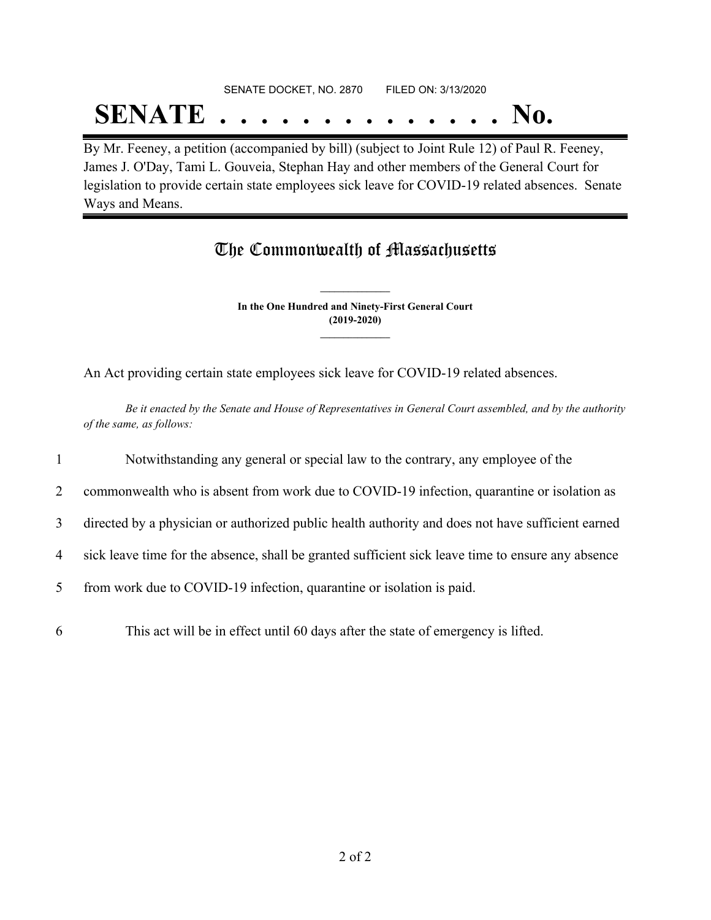SENATE DOCKET, NO. 2870        FILED ON: 3/13/2020

# SENATE . . . . . . . . . . . . . . No.

By Mr. Feeney, a petition (accompanied by bill) (subject to Joint Rule 12) of Paul R. Feeney, James J. O'Day, Tami L. Gouveia, Stephan Hay and other members of the General Court for legislation to provide certain state employees sick leave for COVID-19 related absences. Senate Ways and Means.

## The Commonwealth of Massachusetts

**In the One Hundred and Ninety-First General Court**
**(2019-2020)**

An Act providing certain state employees sick leave for COVID-19 related absences.

*Be it enacted by the Senate and House of Representatives in General Court assembled, and by the authority of the same, as follows:*

1 Notwithstanding any general or special law to the contrary, any employee of the
2 commonwealth who is absent from work due to COVID-19 infection, quarantine or isolation as
3 directed by a physician or authorized public health authority and does not have sufficient earned
4 sick leave time for the absence, shall be granted sufficient sick leave time to ensure any absence
5 from work due to COVID-19 infection, quarantine or isolation is paid.

6 This act will be in effect until 60 days after the state of emergency is lifted.